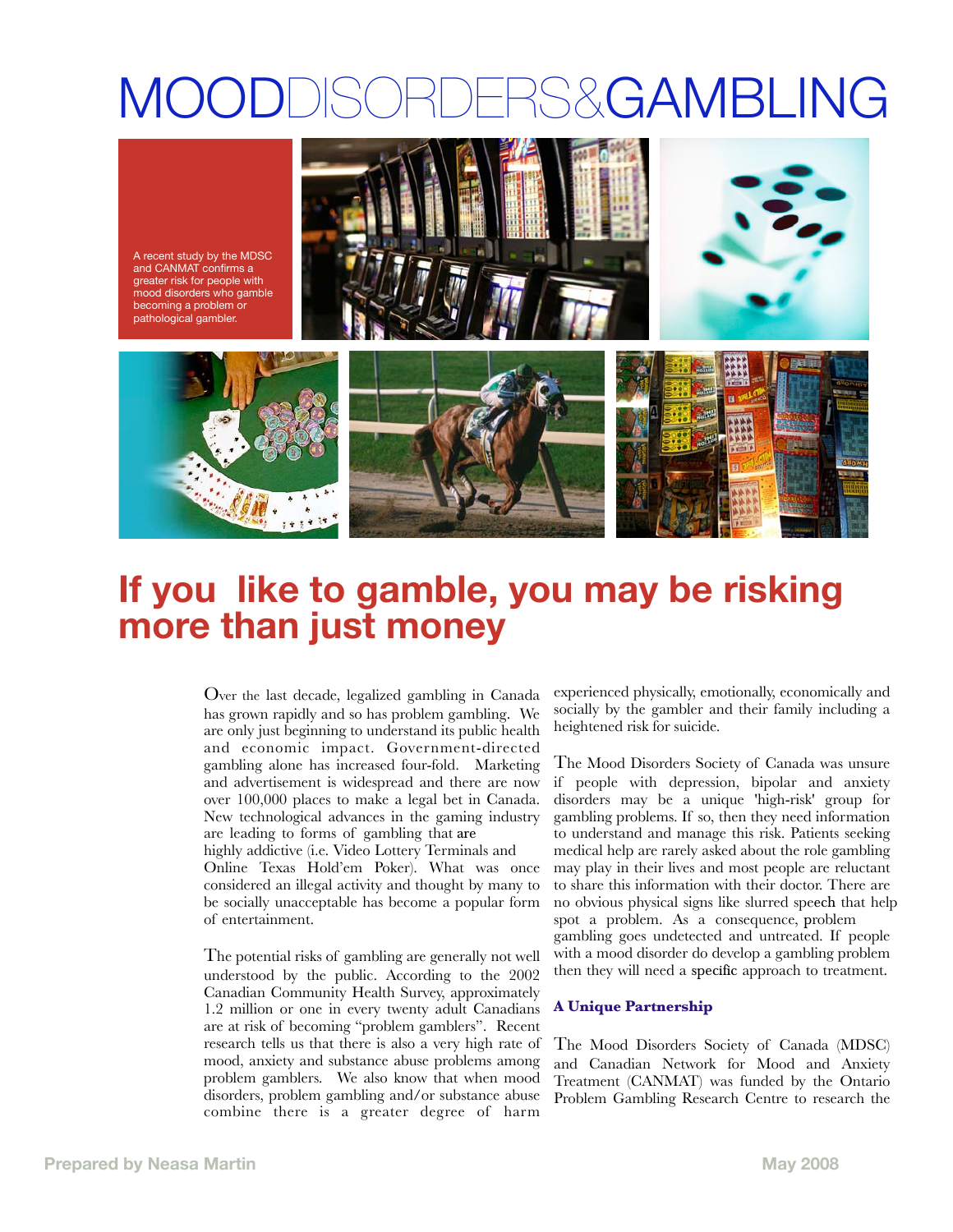# MOODDISORDERS&GAMBLING

A recent study by the MDSC and CANMAT confirms a greater risk for people with mood disorders who gamble becoming a problem or pathological gambler.

## If you like to gamble, you may be risking more than just money

Over the last decade, legalized gambling in Canada has grown rapidly and so has problem gambling. We are only just beginning to understand its public health and economic impact. Government-directed gambling alone has increased four-fold. Marketing and advertisement is widespread and there are now over 100,000 places to make a legal bet in Canada. New technological advances in the gaming industry are leading to forms of gambling that are highly addictive (i.e. Video Lottery Terminals and Online Texas Hold'em Poker). What was once considered an illegal activity and thought by many to be socially unacceptable has become a popular form of entertainment.

The potential risks of gambling are generally not well understood by the public. According to the 2002 Canadian Community Health Survey, approximately 1.2 million or one in every twenty adult Canadians are at risk of becoming "problem gamblers". Recent research tells us that there is also a very high rate of mood, anxiety and substance abuse problems among problem gamblers. We also know that when mood disorders, problem gambling and/or substance abuse combine there is a greater degree of harm experienced physically, emotionally, economically and socially by the gambler and their family including a heightened risk for suicide.

The Mood Disorders Society of Canada was unsure if people with depression, bipolar and anxiety disorders may be a unique 'high-risk' group for gambling problems. If so, then they need information to understand and manage this risk. Patients seeking medical help are rarely asked about the role gambling may play in their lives and most people are reluctant to share this information with their doctor. There are no obvious physical signs like slurred speech that help spot a problem. As a consequence, problem gambling goes undetected and untreated. If people with a mood disorder do develop a gambling problem then they will need a specific approach to treatment.

### A Unique Partnership

The Mood Disorders Society of Canada (MDSC) and Canadian Network for Mood and Anxiety Treatment (CANMAT) was funded by the Ontario Problem Gambling Research Centre to research the

Prepared by Neasa Martin

May 2008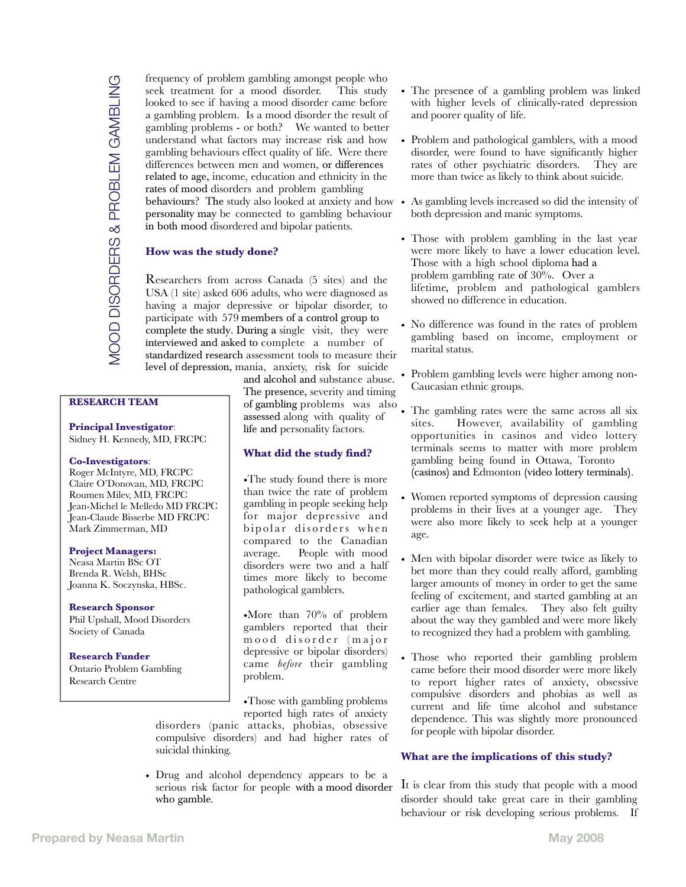frequency of problem gambling amongst people who seek treatment for a mood disorder. This study looked to see if having a mood disorder came before a gambling problem. Is a mood disorder the result of gambling problems - or both? We wanted to better understand what factors may increase risk and how gambling behaviours effect quality of life. Were there differences between men and women, or differences related to age, income, education and ethnicity in the rates of mood disorders and problem gambling behaviours? The study also looked at anxiety and how personality may be connected to gambling behaviour in both mood disordered and bipolar patients.

### How was the study done?

Researchers from across Canada (5 sites) and the USA (1 site) asked 606 adults, who were diagnosed as having a major depressive or bipolar disorder, to participate with 579 members of a control group to complete the study. During a single visit, they were interviewed and asked to complete a number of standardized research assessment tools to measure their level of depression, mania, anxiety, risk for suicide and alcohol and substance abuse. The presence, severity and timing of gambling problems was also assessed along with quality of life and personality factors.

**RESEARCH TEAM**

**Principal Investigator**:
Sidney H. Kennedy, MD, FRCPC

**Co-Investigators**:
Roger McIntyre, MD, FRCPC
Claire O'Donovan, MD, FRCPC
Roumen Milev, MD, FRCPC
Jean-Michel le Melledo MD FRCPC
Jean-Claude Bisserbe MD FRCPC
Mark Zimmerman, MD

**Project Managers:**
Neasa Martin BSc OT
Brenda R. Welsh, BHSc
Joanna K. Soczynska, HBSc.

**Research Sponsor**
Phil Upshall, Mood Disorders Society of Canada

**Research Funder**
Ontario Problem Gambling Research Centre

### What did the study find?

- The study found there is more than twice the rate of problem gambling in people seeking help for major depressive and bipolar disorders when compared to the Canadian average. People with mood disorders were two and a half times more likely to become pathological gamblers.
- More than 70% of problem gamblers reported that their mood disorder (major depressive or bipolar disorders) came *before* their gambling problem.
- Those with gambling problems reported high rates of anxiety disorders (panic attacks, phobias, obsessive compulsive disorders) and had higher rates of suicidal thinking.
- Drug and alcohol dependency appears to be a serious risk factor for people with a mood disorder who gamble.
- The presence of a gambling problem was linked with higher levels of clinically-rated depression and poorer quality of life.
- Problem and pathological gamblers, with a mood disorder, were found to have significantly higher rates of other psychiatric disorders. They are more than twice as likely to think about suicide.
- As gambling levels increased so did the intensity of both depression and manic symptoms.
- Those with problem gambling in the last year were more likely to have a lower education level. Those with a high school diploma had a problem gambling rate of 30%. Over a lifetime, problem and pathological gamblers showed no difference in education.
- No difference was found in the rates of problem gambling based on income, employment or marital status.
- Problem gambling levels were higher among non-Caucasian ethnic groups.
- The gambling rates were the same across all six sites. However, availability of gambling opportunities in casinos and video lottery terminals seems to matter with more problem gambling being found in Ottawa, Toronto (casinos) and Edmonton (video lottery terminals).
- Women reported symptoms of depression causing problems in their lives at a younger age. They were also more likely to seek help at a younger age.
- Men with bipolar disorder were twice as likely to bet more than they could really afford, gambling larger amounts of money in order to get the same feeling of excitement, and started gambling at an earlier age than females. They also felt guilty about the way they gambled and were more likely to recognized they had a problem with gambling.
- Those who reported their gambling problem came before their mood disorder were more likely to report higher rates of anxiety, obsessive compulsive disorders and phobias as well as current and life time alcohol and substance dependence. This was slightly more pronounced for people with bipolar disorder.

### What are the implications of this study?

It is clear from this study that people with a mood disorder should take great care in their gambling behaviour or risk developing serious problems. If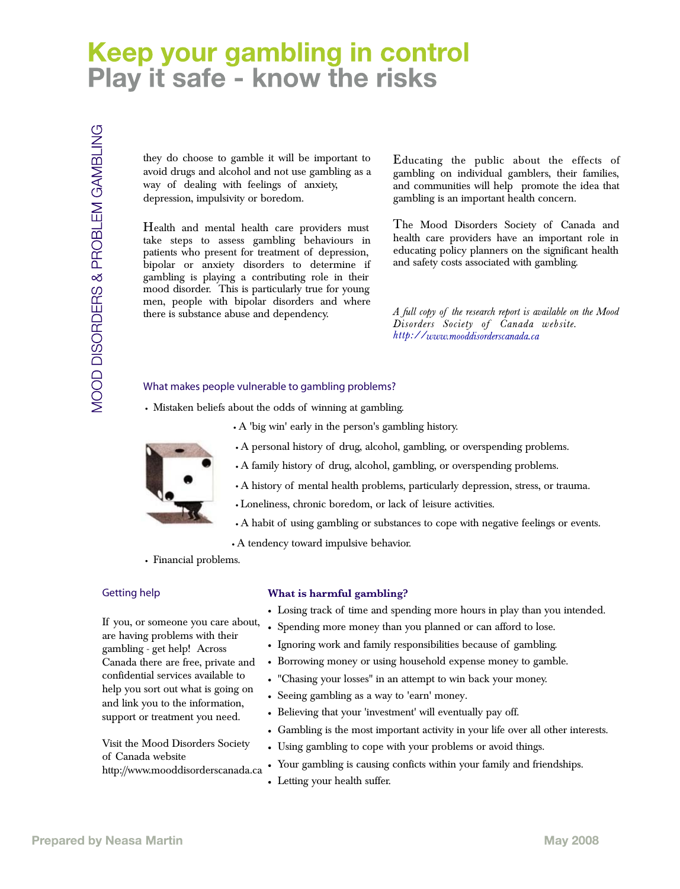# Keep your gambling in control
## Play it safe - know the risks

MOOD DISORDERS & PROBLEM GAMBLING

they do choose to gamble it will be important to avoid drugs and alcohol and not use gambling as a way of dealing with feelings of anxiety, depression, impulsivity or boredom.

Health and mental health care providers must take steps to assess gambling behaviours in patients who present for treatment of depression, bipolar or anxiety disorders to determine if gambling is playing a contributing role in their mood disorder. This is particularly true for young men, people with bipolar disorders and where there is substance abuse and dependency.

Educating the public about the effects of gambling on individual gamblers, their families, and communities will help promote the idea that gambling is an important health concern.

The Mood Disorders Society of Canada and health care providers have an important role in educating policy planners on the significant health and safety costs associated with gambling.

*A full copy of the research report is available on the Mood Disorders Society of Canada website. http://www.mooddisorderscanada.ca*

### What makes people vulnerable to gambling problems?

- Mistaken beliefs about the odds of winning at gambling.
- A 'big win' early in the person's gambling history.
- A personal history of drug, alcohol, gambling, or overspending problems.
- A family history of drug, alcohol, gambling, or overspending problems.
- A history of mental health problems, particularly depression, stress, or trauma.
- Loneliness, chronic boredom, or lack of leisure activities.
- A habit of using gambling or substances to cope with negative feelings or events.
- A tendency toward impulsive behavior.
- Financial problems.

### Getting help

If you, or someone you care about, are having problems with their gambling - get help! Across Canada there are free, private and confidential services available to help you sort out what is going on and link you to the information, support or treatment you need.

Visit the Mood Disorders Society of Canada website http://www.mooddisorderscanada.ca

### What is harmful gambling?

- Losing track of time and spending more hours in play than you intended.
- Spending more money than you planned or can afford to lose.
- Ignoring work and family responsibilities because of gambling.
- Borrowing money or using household expense money to gamble.
- "Chasing your losses" in an attempt to win back your money.
- Seeing gambling as a way to 'earn' money.
- Believing that your 'investment' will eventually pay off.
- Gambling is the most important activity in your life over all other interests.
- Using gambling to cope with your problems or avoid things.
- Your gambling is causing confiicts within your family and friendships.
- Letting your health suffer.

Prepared by Neasa Martin

May 2008